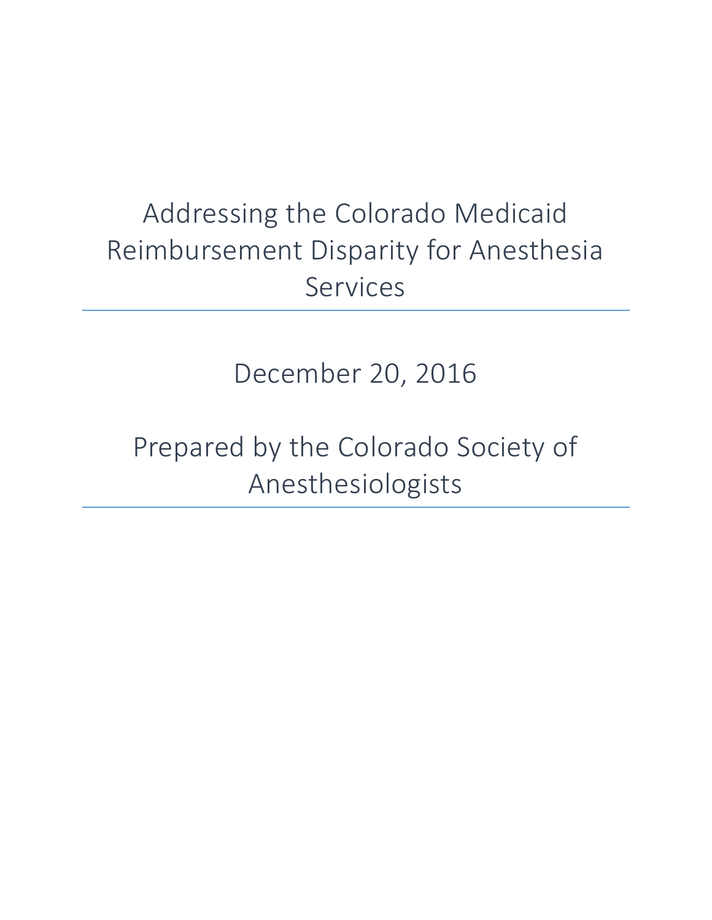# Addressing the Colorado Medicaid Reimbursement Disparity for Anesthesia Services

December 20, 2016

Prepared by the Colorado Society of Anesthesiologists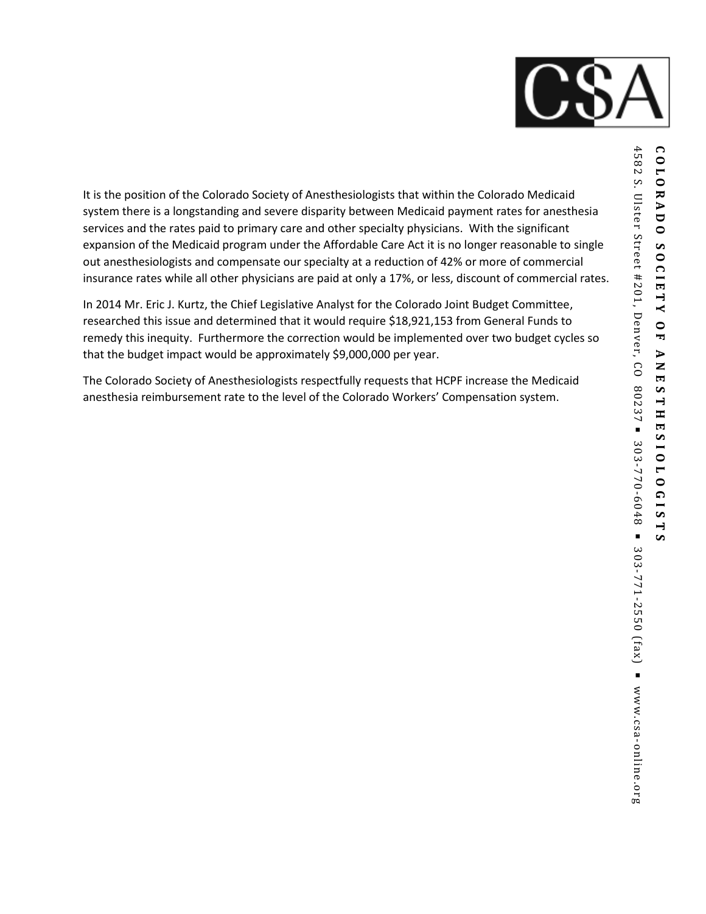It is the position of the Colorado Society of Anesthesiologists that within the Colorado Medicaid system there is a longstanding and severe disparity between Medicaid payment rates for anesthesia services and the rates paid to primary care and other specialty physicians. With the significant expansion of the Medicaid program under the Affordable Care Act it is no longer reasonable to single out anesthesiologists and compensate our specialty at a reduction of 42% or more of commercial insurance rates while all other physicians are paid at only a 17%, or less, discount of commercial rates.

In 2014 Mr. Eric J. Kurtz, the Chief Legislative Analyst for the Colorado Joint Budget Committee, researched this issue and determined that it would require $18,921,153 from General Funds to remedy this inequity. Furthermore the correction would be implemented over two budget cycles so that the budget impact would be approximately $9,000,000 per year.

The Colorado Society of Anesthesiologists respectfully requests that HCPF increase the Medicaid anesthesia reimbursement rate to the level of the Colorado Workers' Compensation system.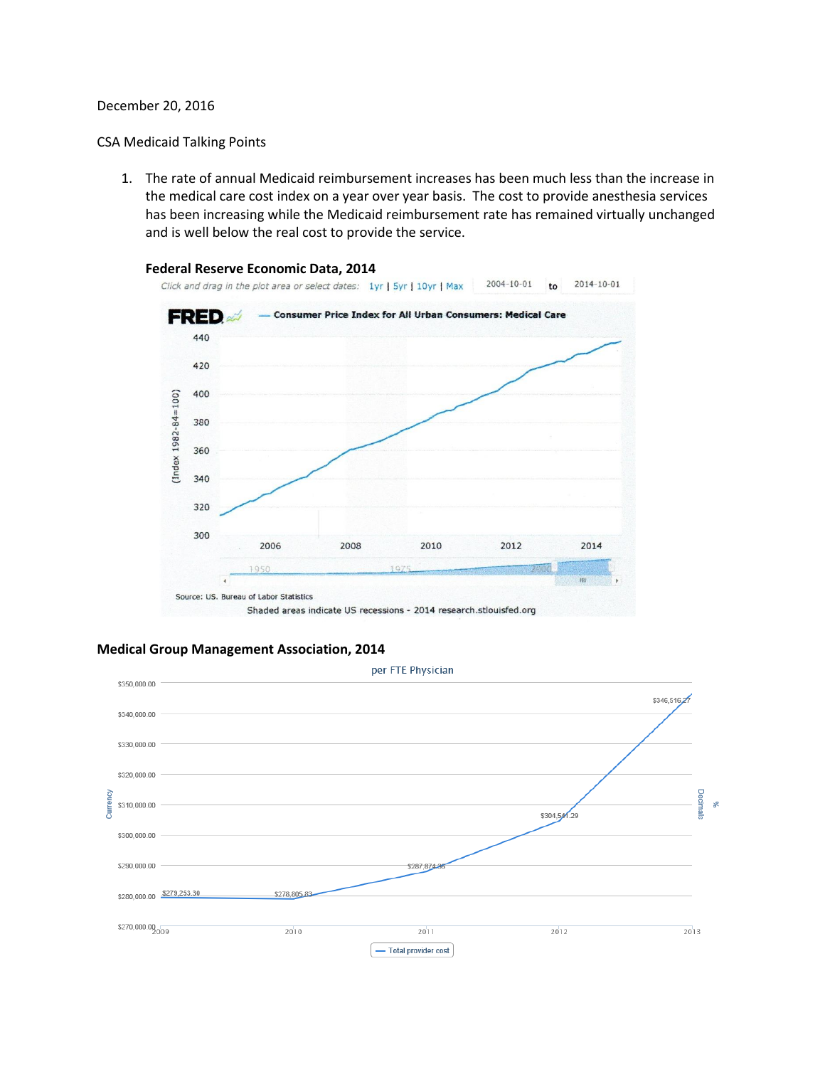December 20, 2016

CSA Medicaid Talking Points

1. The rate of annual Medicaid reimbursement increases has been much less than the increase in the medical care cost index on a year over year basis. The cost to provide anesthesia services has been increasing while the Medicaid reimbursement rate has remained virtually unchanged and is well below the real cost to provide the service.

**Federal Reserve Economic Data, 2014**

**Medical Group Management Association, 2014**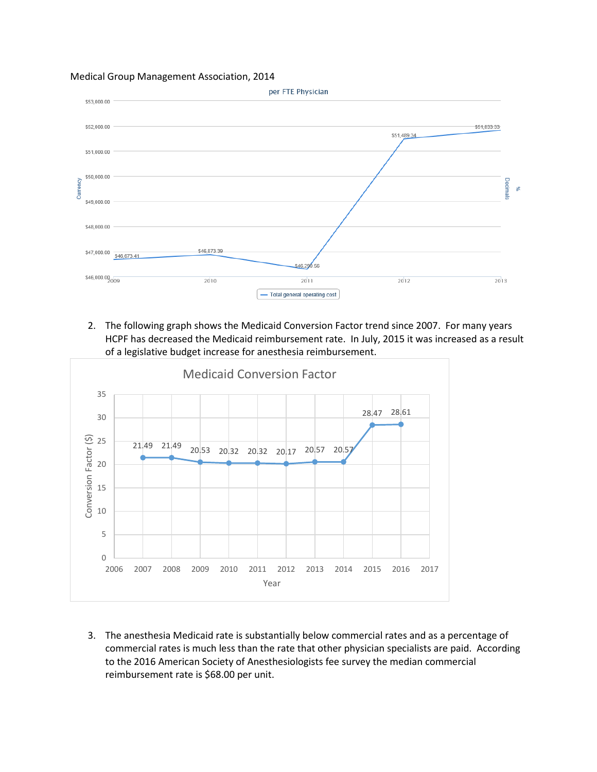Medical Group Management Association, 2014

per FTE Physician

| Year | Total general operating cost |
|---|---|
| 2009 | $46,673.41 |
| 2010 | $46,873.39 |
| 2011 | $46,290.56 |
| 2012 | $51,489.34 |
| 2013 | $51,833.33 |

2. The following graph shows the Medicaid Conversion Factor trend since 2007. For many years HCPF has decreased the Medicaid reimbursement rate. In July, 2015 it was increased as a result of a legislative budget increase for anesthesia reimbursement.

Medicaid Conversion Factor

| Year | Conversion Factor ($) |
|---|---|
| 2007 | 21.49 |
| 2008 | 21.49 |
| 2009 | 20.53 |
| 2010 | 20.32 |
| 2011 | 20.32 |
| 2012 | 20.17 |
| 2013 | 20.57 |
| 2014 | 20.57 |
| 2015 | 28.47 |
| 2016 | 28.61 |

3. The anesthesia Medicaid rate is substantially below commercial rates and as a percentage of commercial rates is much less than the rate that other physician specialists are paid. According to the 2016 American Society of Anesthesiologists fee survey the median commercial reimbursement rate is $68.00 per unit.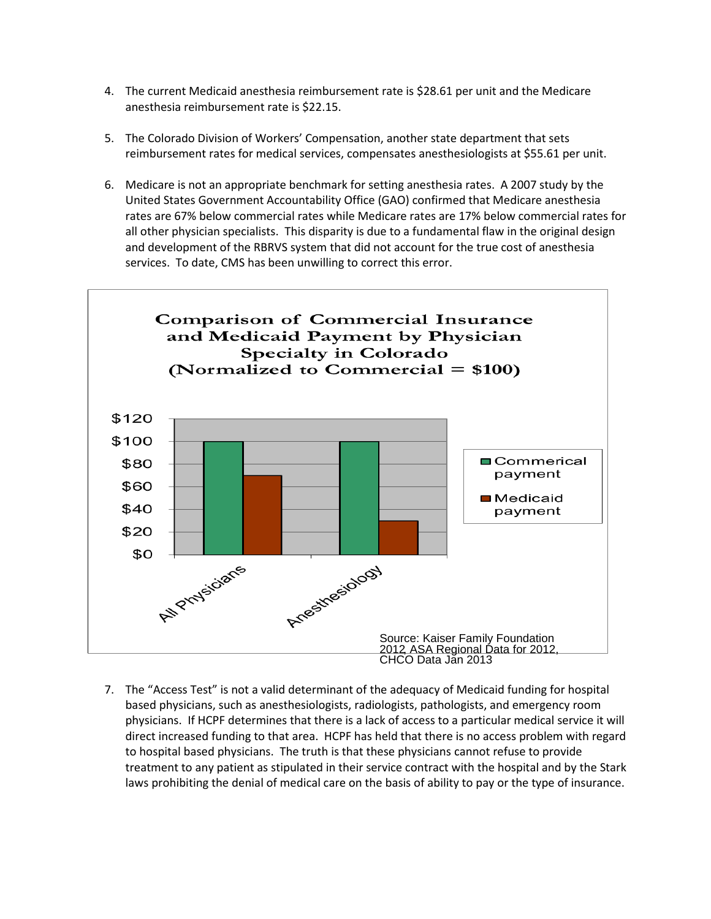4. The current Medicaid anesthesia reimbursement rate is $28.61 per unit and the Medicare anesthesia reimbursement rate is $22.15.

5. The Colorado Division of Workers' Compensation, another state department that sets reimbursement rates for medical services, compensates anesthesiologists at $55.61 per unit.

6. Medicare is not an appropriate benchmark for setting anesthesia rates. A 2007 study by the United States Government Accountability Office (GAO) confirmed that Medicare anesthesia rates are 67% below commercial rates while Medicare rates are 17% below commercial rates for all other physician specialists. This disparity is due to a fundamental flaw in the original design and development of the RBRVS system that did not account for the true cost of anesthesia services. To date, CMS has been unwilling to correct this error.

**Comparison of Commercial Insurance and Medicaid Payment by Physician Specialty in Colorado (Normalized to Commercial = $100)**

| | Commerical payment | Medicaid payment |
|---|---|---|
| All Physicians | $100 | $70 |
| Anesthesiology | $100 | $30 |

Source: Kaiser Family Foundation 2012 ASA Regional Data for 2012, CHCO Data Jan 2013

7. The "Access Test" is not a valid determinant of the adequacy of Medicaid funding for hospital based physicians, such as anesthesiologists, radiologists, pathologists, and emergency room physicians. If HCPF determines that there is a lack of access to a particular medical service it will direct increased funding to that area. HCPF has held that there is no access problem with regard to hospital based physicians. The truth is that these physicians cannot refuse to provide treatment to any patient as stipulated in their service contract with the hospital and by the Stark laws prohibiting the denial of medical care on the basis of ability to pay or the type of insurance.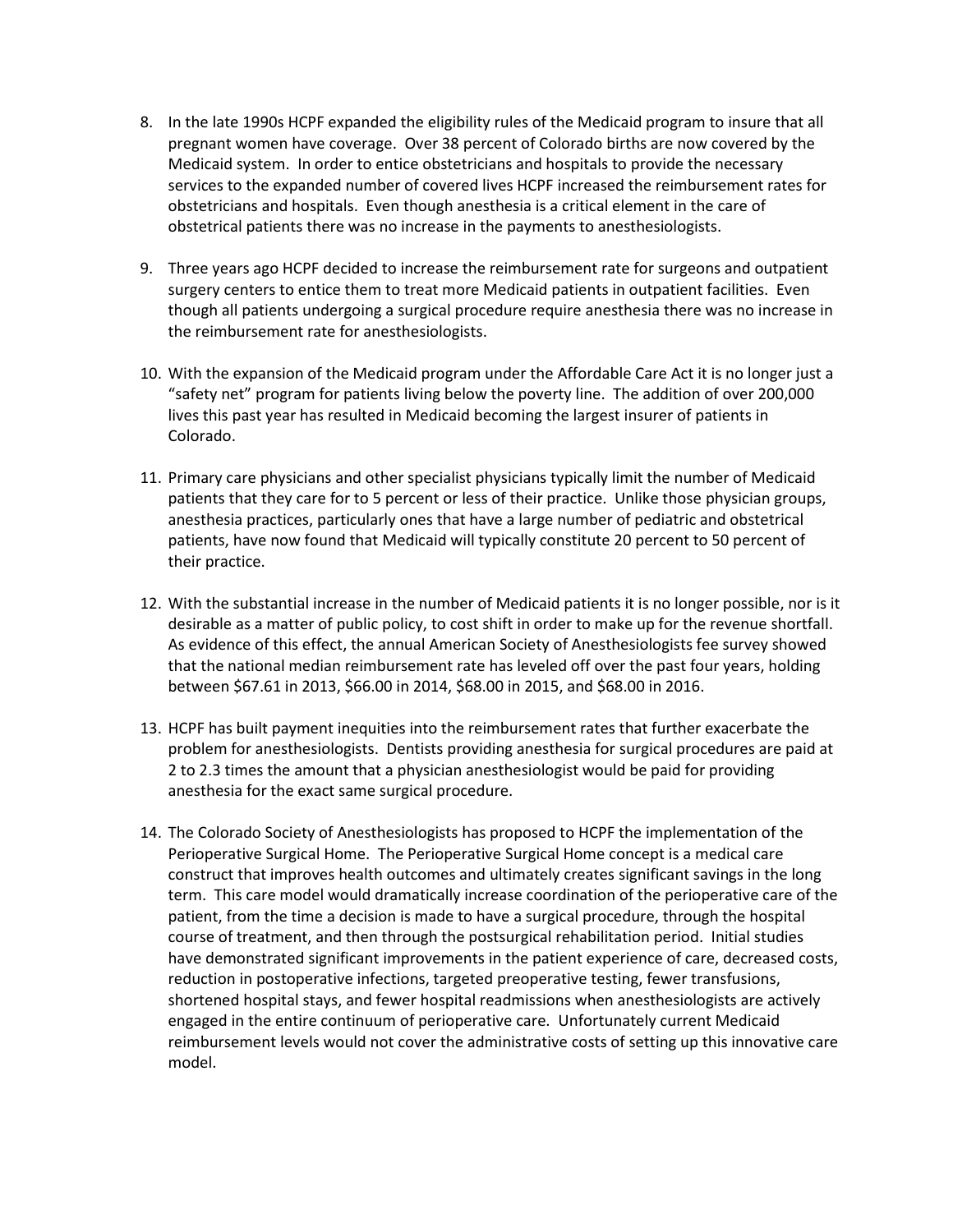8. In the late 1990s HCPF expanded the eligibility rules of the Medicaid program to insure that all pregnant women have coverage. Over 38 percent of Colorado births are now covered by the Medicaid system. In order to entice obstetricians and hospitals to provide the necessary services to the expanded number of covered lives HCPF increased the reimbursement rates for obstetricians and hospitals. Even though anesthesia is a critical element in the care of obstetrical patients there was no increase in the payments to anesthesiologists.

9. Three years ago HCPF decided to increase the reimbursement rate for surgeons and outpatient surgery centers to entice them to treat more Medicaid patients in outpatient facilities. Even though all patients undergoing a surgical procedure require anesthesia there was no increase in the reimbursement rate for anesthesiologists.

10. With the expansion of the Medicaid program under the Affordable Care Act it is no longer just a "safety net" program for patients living below the poverty line. The addition of over 200,000 lives this past year has resulted in Medicaid becoming the largest insurer of patients in Colorado.

11. Primary care physicians and other specialist physicians typically limit the number of Medicaid patients that they care for to 5 percent or less of their practice. Unlike those physician groups, anesthesia practices, particularly ones that have a large number of pediatric and obstetrical patients, have now found that Medicaid will typically constitute 20 percent to 50 percent of their practice.

12. With the substantial increase in the number of Medicaid patients it is no longer possible, nor is it desirable as a matter of public policy, to cost shift in order to make up for the revenue shortfall. As evidence of this effect, the annual American Society of Anesthesiologists fee survey showed that the national median reimbursement rate has leveled off over the past four years, holding between $67.61 in 2013, $66.00 in 2014, $68.00 in 2015, and $68.00 in 2016.

13. HCPF has built payment inequities into the reimbursement rates that further exacerbate the problem for anesthesiologists. Dentists providing anesthesia for surgical procedures are paid at 2 to 2.3 times the amount that a physician anesthesiologist would be paid for providing anesthesia for the exact same surgical procedure.

14. The Colorado Society of Anesthesiologists has proposed to HCPF the implementation of the Perioperative Surgical Home. The Perioperative Surgical Home concept is a medical care construct that improves health outcomes and ultimately creates significant savings in the long term. This care model would dramatically increase coordination of the perioperative care of the patient, from the time a decision is made to have a surgical procedure, through the hospital course of treatment, and then through the postsurgical rehabilitation period. Initial studies have demonstrated significant improvements in the patient experience of care, decreased costs, reduction in postoperative infections, targeted preoperative testing, fewer transfusions, shortened hospital stays, and fewer hospital readmissions when anesthesiologists are actively engaged in the entire continuum of perioperative care. Unfortunately current Medicaid reimbursement levels would not cover the administrative costs of setting up this innovative care model.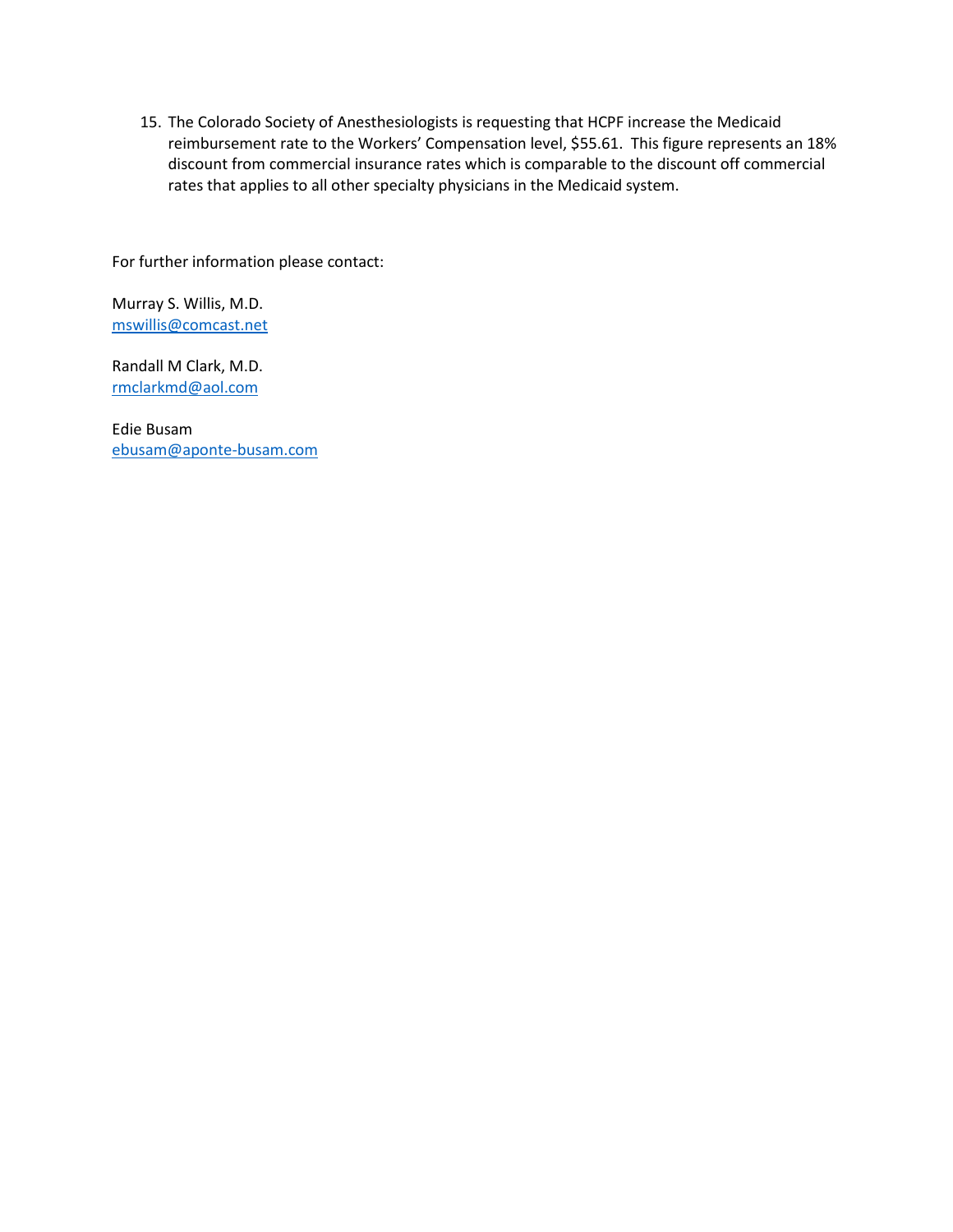15. The Colorado Society of Anesthesiologists is requesting that HCPF increase the Medicaid reimbursement rate to the Workers' Compensation level, $55.61. This figure represents an 18% discount from commercial insurance rates which is comparable to the discount off commercial rates that applies to all other specialty physicians in the Medicaid system.

For further information please contact:

Murray S. Willis, M.D.
mswillis@comcast.net

Randall M Clark, M.D.
rmclarkmd@aol.com

Edie Busam
ebusam@aponte-busam.com